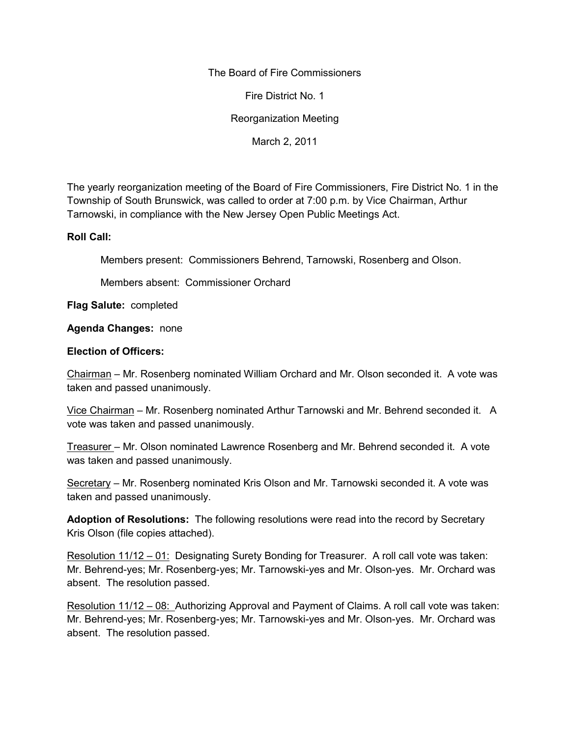# The Board of Fire Commissioners

## Fire District No. 1

## Reorganization Meeting

## March 2, 2011

The yearly reorganization meeting of the Board of Fire Commissioners, Fire District No. 1 in the Township of South Brunswick, was called to order at 7:00 p.m. by Vice Chairman, Arthur Tarnowski, in compliance with the New Jersey Open Public Meetings Act.

**Roll Call:**

Members present: Commissioners Behrend, Tarnowski, Rosenberg and Olson.

Members absent: Commissioner Orchard

**Flag Salute:** completed

**Agenda Changes:** none

**Election of Officers:**

Chairman – Mr. Rosenberg nominated William Orchard and Mr. Olson seconded it. A vote was taken and passed unanimously.

Vice Chairman – Mr. Rosenberg nominated Arthur Tarnowski and Mr. Behrend seconded it. A vote was taken and passed unanimously.

Treasurer – Mr. Olson nominated Lawrence Rosenberg and Mr. Behrend seconded it. A vote was taken and passed unanimously.

Secretary – Mr. Rosenberg nominated Kris Olson and Mr. Tarnowski seconded it. A vote was taken and passed unanimously.

**Adoption of Resolutions:** The following resolutions were read into the record by Secretary Kris Olson (file copies attached).

Resolution 11/12 – 01: Designating Surety Bonding for Treasurer. A roll call vote was taken: Mr. Behrend-yes; Mr. Rosenberg-yes; Mr. Tarnowski-yes and Mr. Olson-yes. Mr. Orchard was absent. The resolution passed.

Resolution 11/12 – 08: Authorizing Approval and Payment of Claims. A roll call vote was taken: Mr. Behrend-yes; Mr. Rosenberg-yes; Mr. Tarnowski-yes and Mr. Olson-yes. Mr. Orchard was absent. The resolution passed.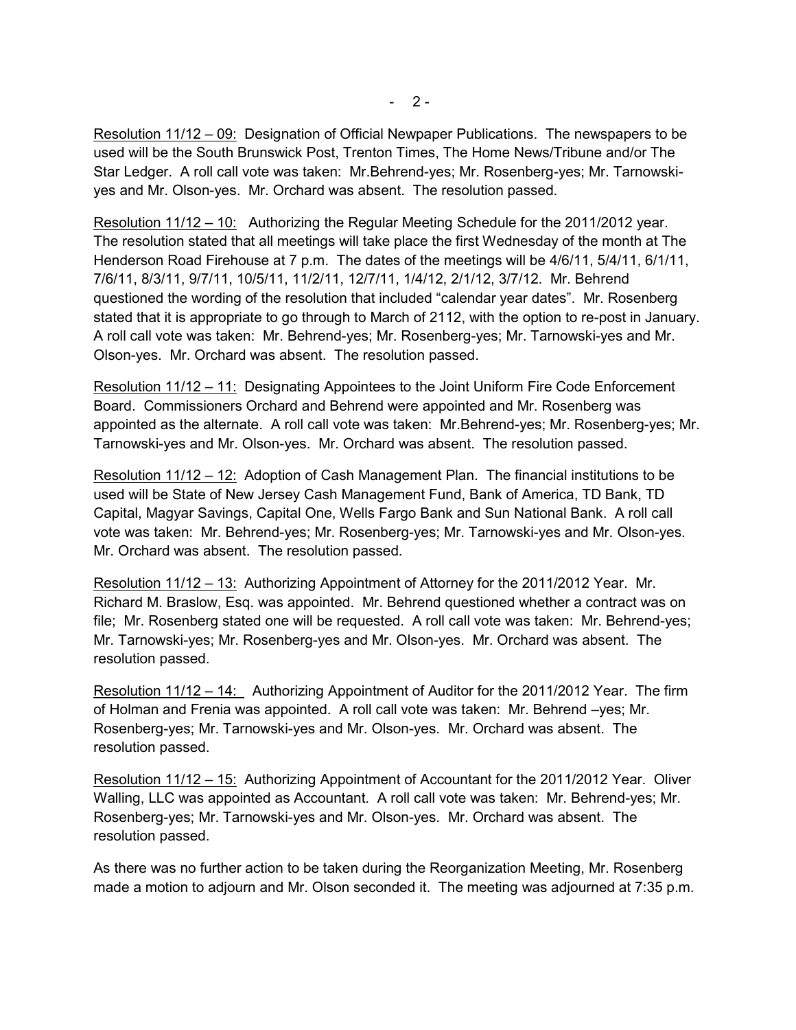Resolution 11/12 – 09: Designation of Official Newpaper Publications. The newspapers to be used will be the South Brunswick Post, Trenton Times, The Home News/Tribune and/or The Star Ledger. A roll call vote was taken: Mr.Behrend-yes; Mr. Rosenberg-yes; Mr. Tarnowski-yes and Mr. Olson-yes. Mr. Orchard was absent. The resolution passed.

Resolution 11/12 – 10: Authorizing the Regular Meeting Schedule for the 2011/2012 year. The resolution stated that all meetings will take place the first Wednesday of the month at The Henderson Road Firehouse at 7 p.m. The dates of the meetings will be 4/6/11, 5/4/11, 6/1/11, 7/6/11, 8/3/11, 9/7/11, 10/5/11, 11/2/11, 12/7/11, 1/4/12, 2/1/12, 3/7/12. Mr. Behrend questioned the wording of the resolution that included "calendar year dates". Mr. Rosenberg stated that it is appropriate to go through to March of 2112, with the option to re-post in January. A roll call vote was taken: Mr. Behrend-yes; Mr. Rosenberg-yes; Mr. Tarnowski-yes and Mr. Olson-yes. Mr. Orchard was absent. The resolution passed.

Resolution 11/12 – 11: Designating Appointees to the Joint Uniform Fire Code Enforcement Board. Commissioners Orchard and Behrend were appointed and Mr. Rosenberg was appointed as the alternate. A roll call vote was taken: Mr.Behrend-yes; Mr. Rosenberg-yes; Mr. Tarnowski-yes and Mr. Olson-yes. Mr. Orchard was absent. The resolution passed.

Resolution 11/12 – 12: Adoption of Cash Management Plan. The financial institutions to be used will be State of New Jersey Cash Management Fund, Bank of America, TD Bank, TD Capital, Magyar Savings, Capital One, Wells Fargo Bank and Sun National Bank. A roll call vote was taken: Mr. Behrend-yes; Mr. Rosenberg-yes; Mr. Tarnowski-yes and Mr. Olson-yes. Mr. Orchard was absent. The resolution passed.

Resolution 11/12 – 13: Authorizing Appointment of Attorney for the 2011/2012 Year. Mr. Richard M. Braslow, Esq. was appointed. Mr. Behrend questioned whether a contract was on file; Mr. Rosenberg stated one will be requested. A roll call vote was taken: Mr. Behrend-yes; Mr. Tarnowski-yes; Mr. Rosenberg-yes and Mr. Olson-yes. Mr. Orchard was absent. The resolution passed.

Resolution 11/12 – 14: Authorizing Appointment of Auditor for the 2011/2012 Year. The firm of Holman and Frenia was appointed. A roll call vote was taken: Mr. Behrend –yes; Mr. Rosenberg-yes; Mr. Tarnowski-yes and Mr. Olson-yes. Mr. Orchard was absent. The resolution passed.

Resolution 11/12 – 15: Authorizing Appointment of Accountant for the 2011/2012 Year. Oliver Walling, LLC was appointed as Accountant. A roll call vote was taken: Mr. Behrend-yes; Mr. Rosenberg-yes; Mr. Tarnowski-yes and Mr. Olson-yes. Mr. Orchard was absent. The resolution passed.

As there was no further action to be taken during the Reorganization Meeting, Mr. Rosenberg made a motion to adjourn and Mr. Olson seconded it. The meeting was adjourned at 7:35 p.m.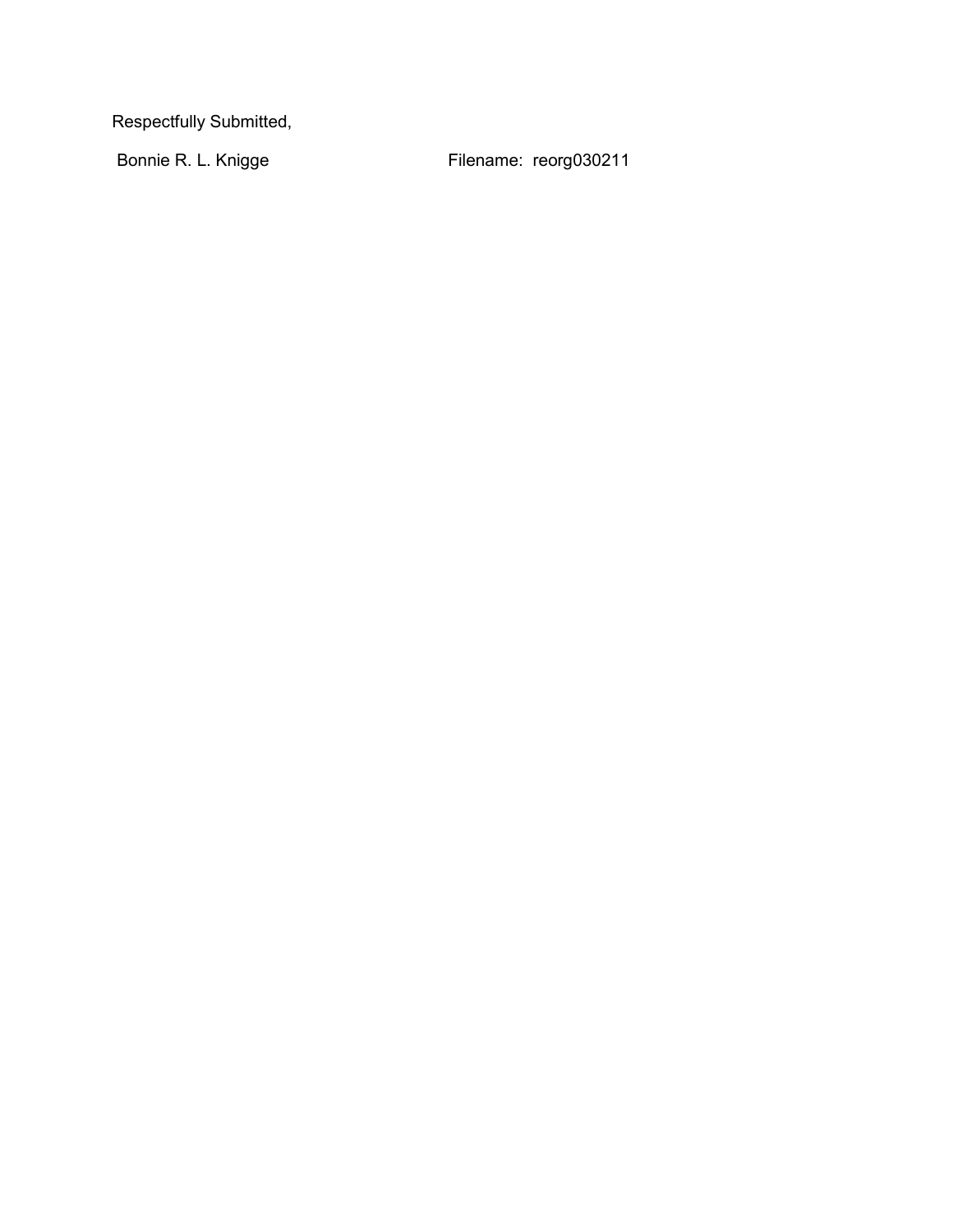Respectfully Submitted,

Bonnie R. L. Knigge  Filename: reorg030211